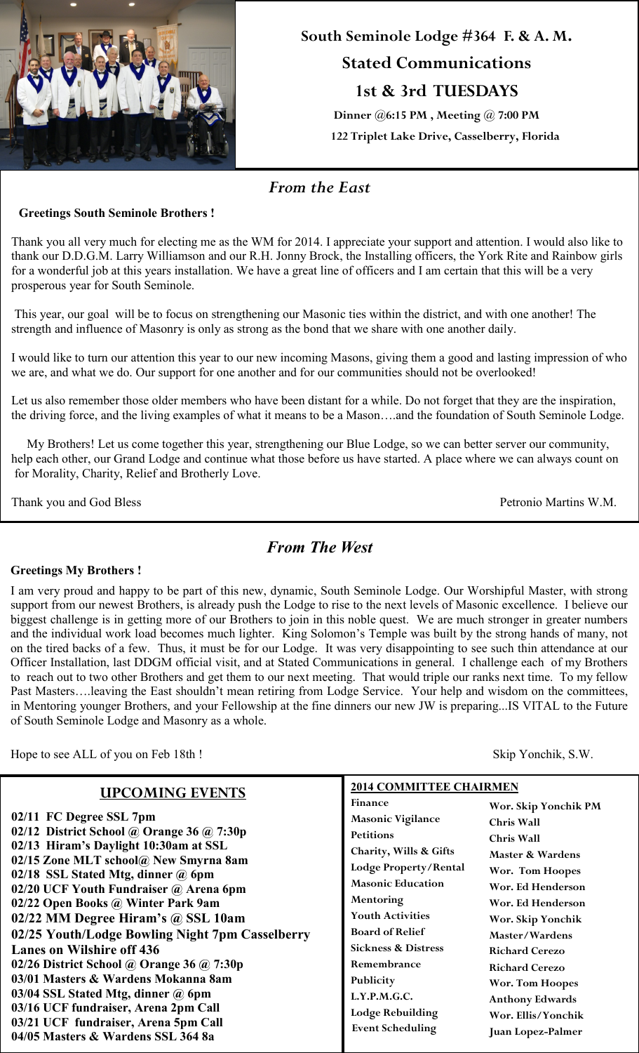# South Seminole Lodge #364 F. & A. M.

## Stated Communications

## 1st & 3rd TUESDAYS

**Dinner @6:15 PM , Meeting @ 7:00 PM**

**122 Triplet Lake Drive, Casselberry, Florida**

## *From the East*

**Greetings South Seminole Brothers !**

Thank you all very much for electing me as the WM for 2014. I appreciate your support and attention. I would also like to thank our D.D.G.M. Larry Williamson and our R.H. Jonny Brock, the Installing officers, the York Rite and Rainbow girls for a wonderful job at this years installation. We have a great line of officers and I am certain that this will be a very prosperous year for South Seminole.

This year, our goal will be to focus on strengthening our Masonic ties within the district, and with one another! The strength and influence of Masonry is only as strong as the bond that we share with one another daily.

I would like to turn our attention this year to our new incoming Masons, giving them a good and lasting impression of who we are, and what we do. Our support for one another and for our communities should not be overlooked!

Let us also remember those older members who have been distant for a while. Do not forget that they are the inspiration, the driving force, and the living examples of what it means to be a Mason….and the foundation of South Seminole Lodge.

My Brothers! Let us come together this year, strengthening our Blue Lodge, so we can better server our community, help each other, our Grand Lodge and continue what those before us have started. A place where we can always count on for Morality, Charity, Relief and Brotherly Love.

Thank you and God Bless

Petronio Martins W.M.

## *From The West*

**Greetings My Brothers !**

I am very proud and happy to be part of this new, dynamic, South Seminole Lodge. Our Worshipful Master, with strong support from our newest Brothers, is already push the Lodge to rise to the next levels of Masonic excellence. I believe our biggest challenge is in getting more of our Brothers to join in this noble quest. We are much stronger in greater numbers and the individual work load becomes much lighter. King Solomon's Temple was built by the strong hands of many, not on the tired backs of a few. Thus, it must be for our Lodge. It was very disappointing to see such thin attendance at our Officer Installation, last DDGM official visit, and at Stated Communications in general. I challenge each of my Brothers to reach out to two other Brothers and get them to our next meeting. That would triple our ranks next time. To my fellow Past Masters….leaving the East shouldn't mean retiring from Lodge Service. Your help and wisdom on the committees, in Mentoring younger Brothers, and your Fellowship at the fine dinners our new JW is preparing...IS VITAL to the Future of South Seminole Lodge and Masonry as a whole.

Hope to see ALL of you on Feb 18th !

Skip Yonchik, S.W.

## UPCOMING EVENTS

**02/11 FC Degree SSL 7pm**
**02/12 District School @ Orange 36 @ 7:30p**
**02/13 Hiram's Daylight 10:30am at SSL**
**02/15 Zone MLT school@ New Smyrna 8am**
**02/18 SSL Stated Mtg, dinner @ 6pm**
**02/20 UCF Youth Fundraiser @ Arena 6pm**
**02/22 Open Books @ Winter Park 9am**
**02/22 MM Degree Hiram's @ SSL 10am**
**02/25 Youth/Lodge Bowling Night 7pm Casselberry Lanes on Wilshire off 436**
**02/26 District School @ Orange 36 @ 7:30p**
**03/01 Masters & Wardens Mokanna 8am**
**03/04 SSL Stated Mtg, dinner @ 6pm**
**03/16 UCF fundraiser, Arena 2pm Call**
**03/21 UCF fundraiser, Arena 5pm Call**
**04/05 Masters & Wardens SSL 364 8a**

## 2014 COMMITTEE CHAIRMEN

| Committee | Chairman |
|---|---|
| Finance | Wor. Skip Yonchik PM |
| Masonic Vigilance | Chris Wall |
| Petitions | Chris Wall |
| Charity, Wills & Gifts | Master & Wardens |
| Lodge Property/Rental | Wor. Tom Hoopes |
| Masonic Education | Wor. Ed Henderson |
| Mentoring | Wor. Ed Henderson |
| Youth Activities | Wor. Skip Yonchik |
| Board of Relief | Master/Wardens |
| Sickness & Distress | Richard Cerezo |
| Remembrance | Richard Cerezo |
| Publicity | Wor. Tom Hoopes |
| L.Y.P.M.G.C. | Anthony Edwards |
| Lodge Rebuilding | Wor. Ellis/Yonchik |
| Event Scheduling | Juan Lopez-Palmer |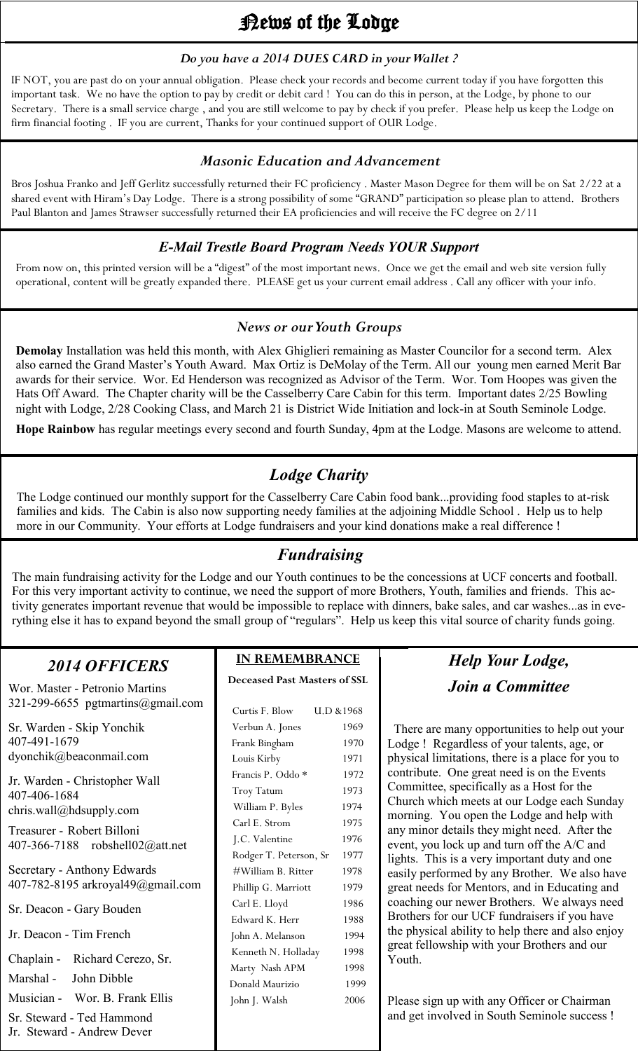# News of the Lodge

### *Do you have a 2014 DUES CARD in your Wallet ?*

IF NOT, you are past do on your annual obligation. Please check your records and become current today if you have forgotten this important task. We no have the option to pay by credit or debit card ! You can do this in person, at the Lodge, by phone to our Secretary. There is a small service charge , and you are still welcome to pay by check if you prefer. Please help us keep the Lodge on firm financial footing . IF you are current, Thanks for your continued support of OUR Lodge.

### *Masonic Education and Advancement*

Bros Joshua Franko and Jeff Gerlitz successfully returned their FC proficiency . Master Mason Degree for them will be on Sat 2/22 at a shared event with Hiram's Day Lodge. There is a strong possibility of some "GRAND" participation so please plan to attend. Brothers Paul Blanton and James Strawser successfully returned their EA proficiencies and will receive the FC degree on 2/11

### *E-Mail Trestle Board Program Needs YOUR Support*

From now on, this printed version will be a "digest" of the most important news. Once we get the email and web site version fully operational, content will be greatly expanded there. PLEASE get us your current email address . Call any officer with your info.

### *News or our Youth Groups*

**Demolay** Installation was held this month, with Alex Ghiglieri remaining as Master Councilor for a second term. Alex also earned the Grand Master's Youth Award. Max Ortiz is DeMolay of the Term. All our young men earned Merit Bar awards for their service. Wor. Ed Henderson was recognized as Advisor of the Term. Wor. Tom Hoopes was given the Hats Off Award. The Chapter charity will be the Casselberry Care Cabin for this term. Important dates 2/25 Bowling night with Lodge, 2/28 Cooking Class, and March 21 is District Wide Initiation and lock-in at South Seminole Lodge.

**Hope Rainbow** has regular meetings every second and fourth Sunday, 4pm at the Lodge. Masons are welcome to attend.

## *Lodge Charity*

The Lodge continued our monthly support for the Casselberry Care Cabin food bank...providing food staples to at-risk families and kids. The Cabin is also now supporting needy families at the adjoining Middle School . Help us to help more in our Community. Your efforts at Lodge fundraisers and your kind donations make a real difference !

## *Fundraising*

The main fundraising activity for the Lodge and our Youth continues to be the concessions at UCF concerts and football. For this very important activity to continue, we need the support of more Brothers, Youth, families and friends. This activity generates important revenue that would be impossible to replace with dinners, bake sales, and car washes...as in everything else it has to expand beyond the small group of "regulars". Help us keep this vital source of charity funds going.

## *2014 OFFICERS*

Wor. Master - Petronio Martins
321-299-6655 pgtmartins@gmail.com

Sr. Warden - Skip Yonchik
407-491-1679
dyonchik@beaconmail.com

Jr. Warden - Christopher Wall
407-406-1684
chris.wall@hdsupply.com

Treasurer - Robert Billoni
407-366-7188 robshell02@att.net

Secretary - Anthony Edwards
407-782-8195 arkroyal49@gmail.com

Sr. Deacon - Gary Bouden

Jr. Deacon - Tim French

Chaplain - Richard Cerezo, Sr.

Marshal - John Dibble

Musician - Wor. B. Frank Ellis

Sr. Steward - Ted Hammond
Jr. Steward - Andrew Dever

## IN REMEMBRANCE

**Deceased Past Masters of SSL**

| | |
|---|---|
| Curtis F. Blow | U.D &1968 |
| Verbun A. Jones | 1969 |
| Frank Bingham | 1970 |
| Louis Kirby | 1971 |
| Francis P. Oddo * | 1972 |
| Troy Tatum | 1973 |
| William P. Byles | 1974 |
| Carl E. Strom | 1975 |
| J.C. Valentine | 1976 |
| Rodger T. Peterson, Sr | 1977 |
| #William B. Ritter | 1978 |
| Phillip G. Marriott | 1979 |
| Carl E. Lloyd | 1986 |
| Edward K. Herr | 1988 |
| John A. Melanson | 1994 |
| Kenneth N. Holladay | 1998 |
| Marty Nash APM | 1998 |
| Donald Maurizio | 1999 |
| John J. Walsh | 2006 |

## *Help Your Lodge, Join a Committee*

There are many opportunities to help out your Lodge ! Regardless of your talents, age, or physical limitations, there is a place for you to contribute. One great need is on the Events Committee, specifically as a Host for the Church which meets at our Lodge each Sunday morning. You open the Lodge and help with any minor details they might need. After the event, you lock up and turn off the A/C and lights. This is a very important duty and one easily performed by any Brother. We also have great needs for Mentors, and in Educating and coaching our newer Brothers. We always need Brothers for our UCF fundraisers if you have the physical ability to help there and also enjoy great fellowship with your Brothers and our Youth.

Please sign up with any Officer or Chairman and get involved in South Seminole success !